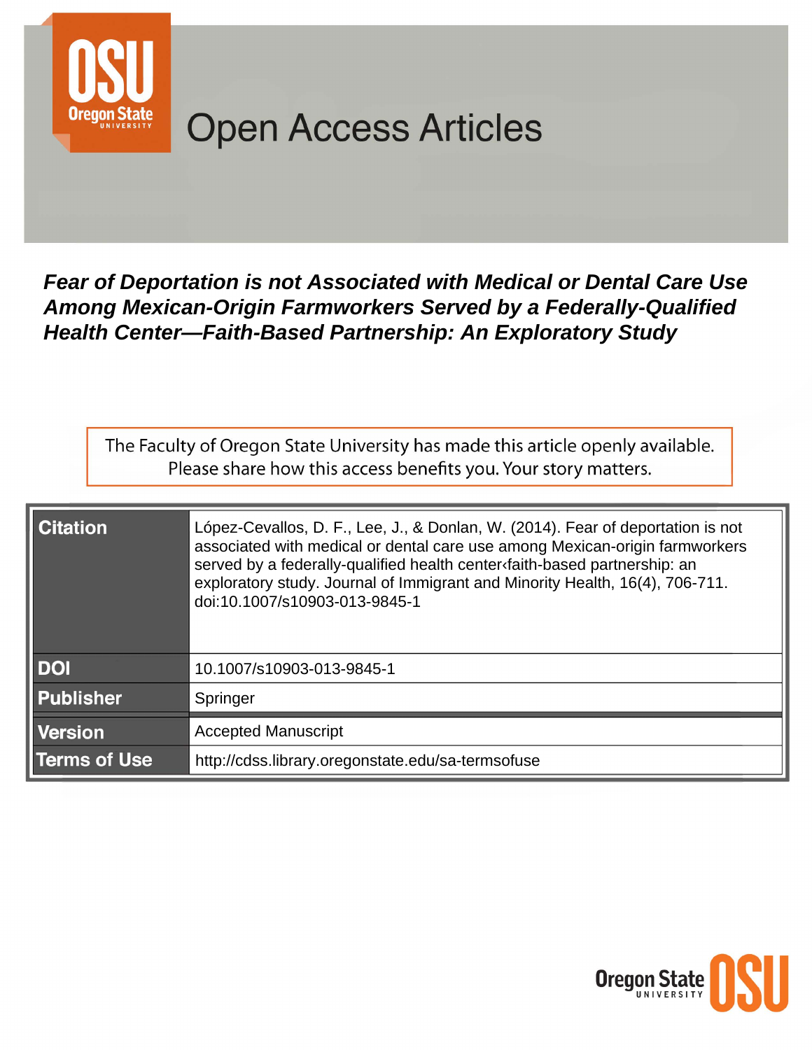# Open Access Articles

***Fear of Deportation is not Associated with Medical or Dental Care Use Among Mexican-Origin Farmworkers Served by a Federally-Qualified Health Center—Faith-Based Partnership: An Exploratory Study***

The Faculty of Oregon State University has made this article openly available. Please share how this access benefits you. Your story matters.

| | |
|---|---|
| **Citation** | López-Cevallos, D. F., Lee, J., & Donlan, W. (2014). Fear of deportation is not associated with medical or dental care use among Mexican-origin farmworkers served by a federally-qualified health center‹faith-based partnership: an exploratory study. Journal of Immigrant and Minority Health, 16(4), 706-711. doi:10.1007/s10903-013-9845-1 |
| **DOI** | 10.1007/s10903-013-9845-1 |
| **Publisher** | Springer |
| **Version** | Accepted Manuscript |
| **Terms of Use** | http://cdss.library.oregonstate.edu/sa-termsofuse |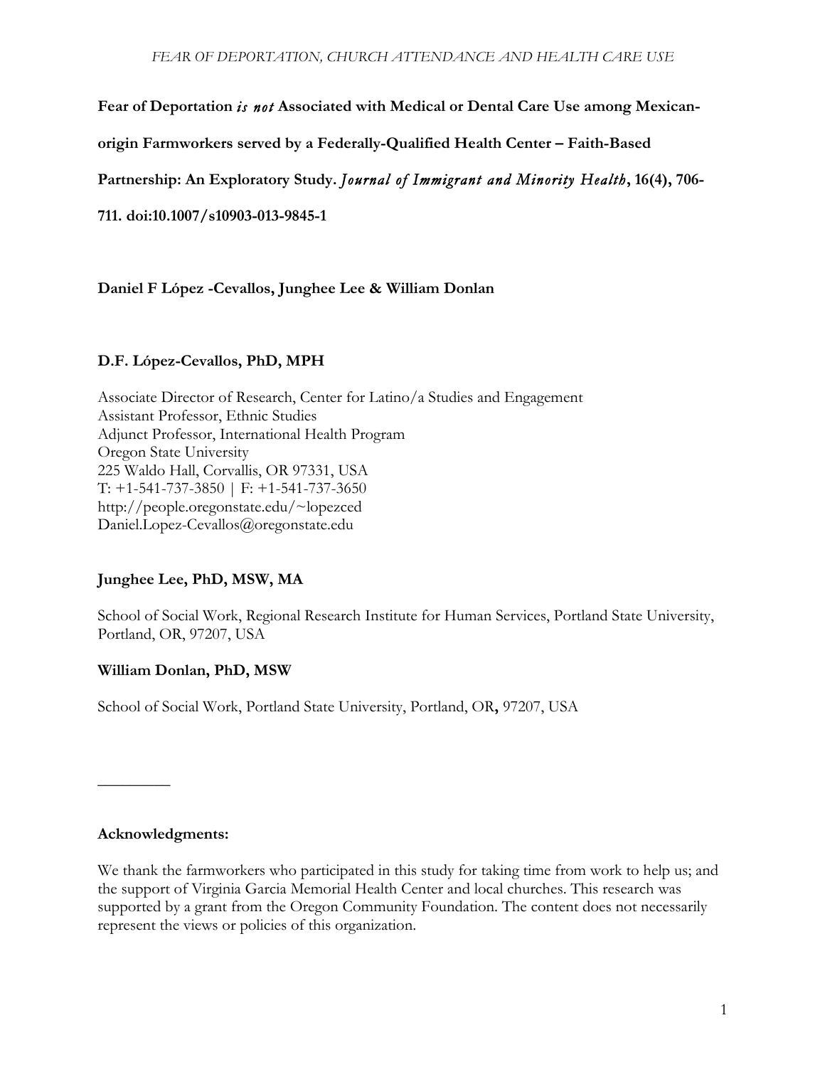**Fear of Deportation *is not* Associated with Medical or Dental Care Use among Mexican-origin Farmworkers served by a Federally-Qualified Health Center – Faith-Based Partnership: An Exploratory Study.** ***Journal of Immigrant and Minority Health*, 16(4), 706-711. doi:10.1007/s10903-013-9845-1**

**Daniel F López -Cevallos, Junghee Lee & William Donlan**

**D.F. López-Cevallos, PhD, MPH**

Associate Director of Research, Center for Latino/a Studies and Engagement
Assistant Professor, Ethnic Studies
Adjunct Professor, International Health Program
Oregon State University
225 Waldo Hall, Corvallis, OR 97331, USA
T: +1-541-737-3850 | F: +1-541-737-3650
http://people.oregonstate.edu/~lopezced
Daniel.Lopez-Cevallos@oregonstate.edu

**Junghee Lee, PhD, MSW, MA**

School of Social Work, Regional Research Institute for Human Services, Portland State University, Portland, OR, 97207, USA

**William Donlan, PhD, MSW**

School of Social Work, Portland State University, Portland, OR**,** 97207, USA

---

**Acknowledgments:**

We thank the farmworkers who participated in this study for taking time from work to help us; and the support of Virginia Garcia Memorial Health Center and local churches. This research was supported by a grant from the Oregon Community Foundation. The content does not necessarily represent the views or policies of this organization.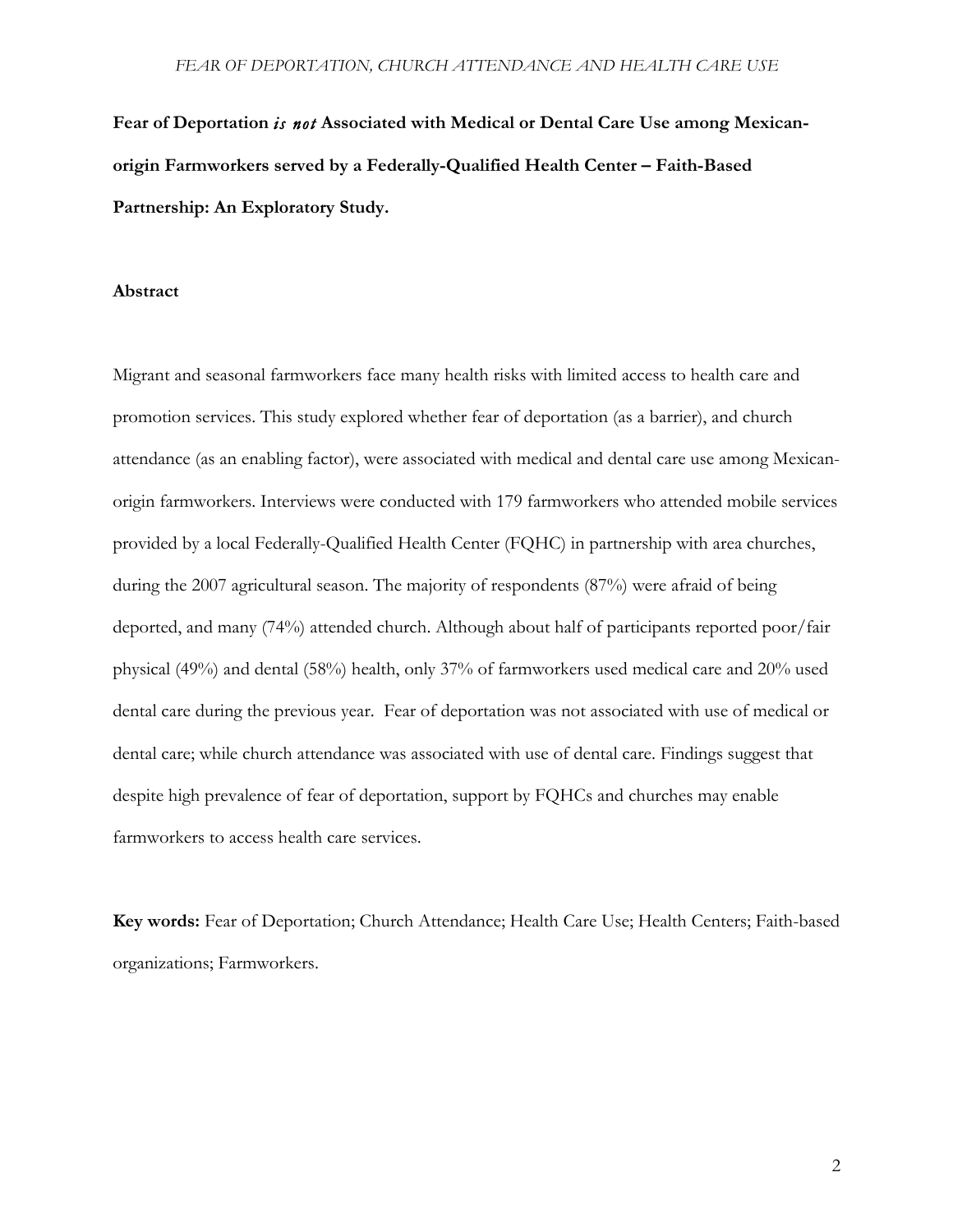**Fear of Deportation *is not* Associated with Medical or Dental Care Use among Mexican-origin Farmworkers served by a Federally-Qualified Health Center – Faith-Based Partnership: An Exploratory Study.**

**Abstract**

Migrant and seasonal farmworkers face many health risks with limited access to health care and promotion services. This study explored whether fear of deportation (as a barrier), and church attendance (as an enabling factor), were associated with medical and dental care use among Mexican-origin farmworkers. Interviews were conducted with 179 farmworkers who attended mobile services provided by a local Federally-Qualified Health Center (FQHC) in partnership with area churches, during the 2007 agricultural season. The majority of respondents (87%) were afraid of being deported, and many (74%) attended church. Although about half of participants reported poor/fair physical (49%) and dental (58%) health, only 37% of farmworkers used medical care and 20% used dental care during the previous year. Fear of deportation was not associated with use of medical or dental care; while church attendance was associated with use of dental care. Findings suggest that despite high prevalence of fear of deportation, support by FQHCs and churches may enable farmworkers to access health care services.

**Key words:** Fear of Deportation; Church Attendance; Health Care Use; Health Centers; Faith-based organizations; Farmworkers.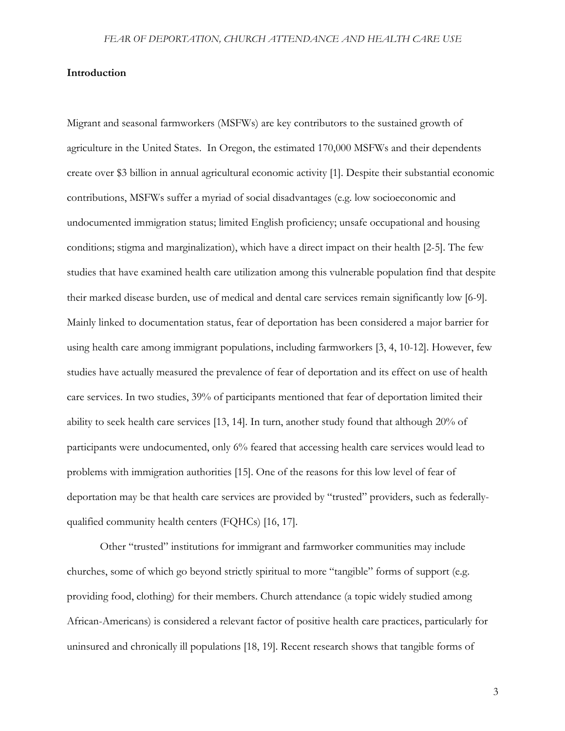## Introduction

Migrant and seasonal farmworkers (MSFWs) are key contributors to the sustained growth of agriculture in the United States. In Oregon, the estimated 170,000 MSFWs and their dependents create over $3 billion in annual agricultural economic activity [1]. Despite their substantial economic contributions, MSFWs suffer a myriad of social disadvantages (e.g. low socioeconomic and undocumented immigration status; limited English proficiency; unsafe occupational and housing conditions; stigma and marginalization), which have a direct impact on their health [2-5]. The few studies that have examined health care utilization among this vulnerable population find that despite their marked disease burden, use of medical and dental care services remain significantly low [6-9]. Mainly linked to documentation status, fear of deportation has been considered a major barrier for using health care among immigrant populations, including farmworkers [3, 4, 10-12]. However, few studies have actually measured the prevalence of fear of deportation and its effect on use of health care services. In two studies, 39% of participants mentioned that fear of deportation limited their ability to seek health care services [13, 14]. In turn, another study found that although 20% of participants were undocumented, only 6% feared that accessing health care services would lead to problems with immigration authorities [15]. One of the reasons for this low level of fear of deportation may be that health care services are provided by "trusted" providers, such as federally-qualified community health centers (FQHCs) [16, 17].

Other "trusted" institutions for immigrant and farmworker communities may include churches, some of which go beyond strictly spiritual to more "tangible" forms of support (e.g. providing food, clothing) for their members. Church attendance (a topic widely studied among African-Americans) is considered a relevant factor of positive health care practices, particularly for uninsured and chronically ill populations [18, 19]. Recent research shows that tangible forms of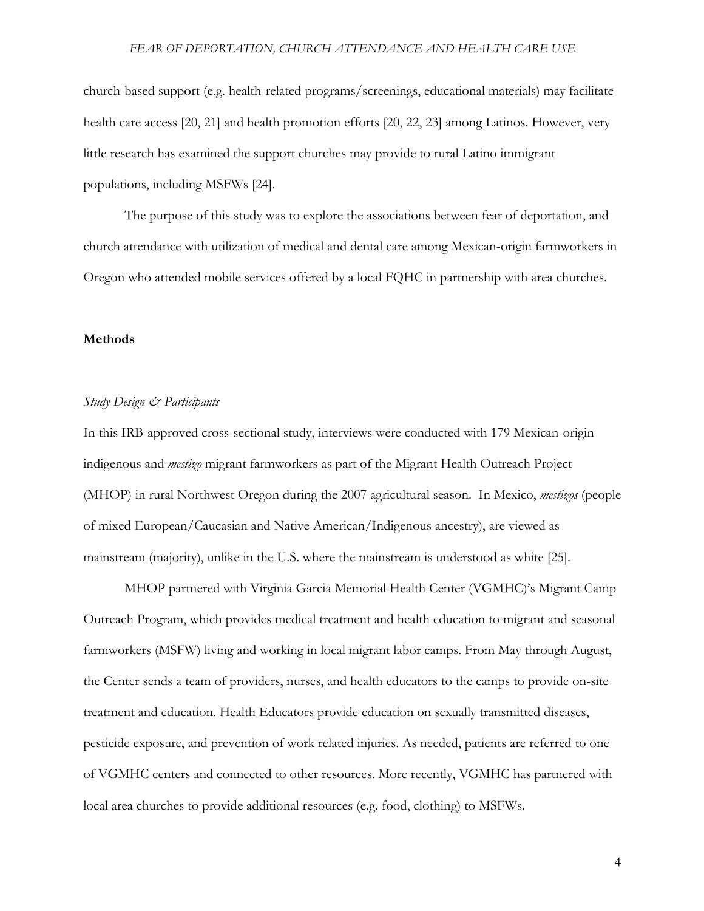church-based support (e.g. health-related programs/screenings, educational materials) may facilitate health care access [20, 21] and health promotion efforts [20, 22, 23] among Latinos. However, very little research has examined the support churches may provide to rural Latino immigrant populations, including MSFWs [24].

The purpose of this study was to explore the associations between fear of deportation, and church attendance with utilization of medical and dental care among Mexican-origin farmworkers in Oregon who attended mobile services offered by a local FQHC in partnership with area churches.

## Methods

### *Study Design & Participants*

In this IRB-approved cross-sectional study, interviews were conducted with 179 Mexican-origin indigenous and *mestizo* migrant farmworkers as part of the Migrant Health Outreach Project (MHOP) in rural Northwest Oregon during the 2007 agricultural season. In Mexico, *mestizos* (people of mixed European/Caucasian and Native American/Indigenous ancestry), are viewed as mainstream (majority), unlike in the U.S. where the mainstream is understood as white [25].

MHOP partnered with Virginia Garcia Memorial Health Center (VGMHC)'s Migrant Camp Outreach Program, which provides medical treatment and health education to migrant and seasonal farmworkers (MSFW) living and working in local migrant labor camps. From May through August, the Center sends a team of providers, nurses, and health educators to the camps to provide on-site treatment and education. Health Educators provide education on sexually transmitted diseases, pesticide exposure, and prevention of work related injuries. As needed, patients are referred to one of VGMHC centers and connected to other resources. More recently, VGMHC has partnered with local area churches to provide additional resources (e.g. food, clothing) to MSFWs.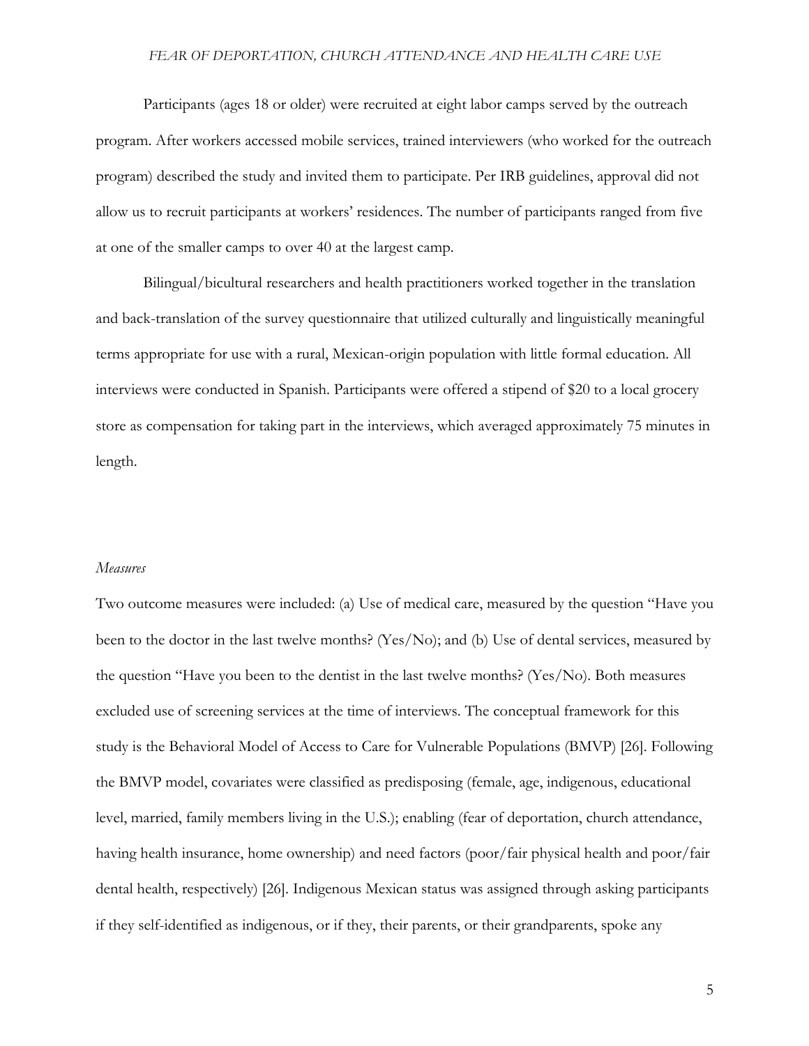Participants (ages 18 or older) were recruited at eight labor camps served by the outreach program. After workers accessed mobile services, trained interviewers (who worked for the outreach program) described the study and invited them to participate. Per IRB guidelines, approval did not allow us to recruit participants at workers' residences. The number of participants ranged from five at one of the smaller camps to over 40 at the largest camp.

Bilingual/bicultural researchers and health practitioners worked together in the translation and back-translation of the survey questionnaire that utilized culturally and linguistically meaningful terms appropriate for use with a rural, Mexican-origin population with little formal education. All interviews were conducted in Spanish. Participants were offered a stipend of $20 to a local grocery store as compensation for taking part in the interviews, which averaged approximately 75 minutes in length.

*Measures*

Two outcome measures were included: (a) Use of medical care, measured by the question "Have you been to the doctor in the last twelve months? (Yes/No); and (b) Use of dental services, measured by the question "Have you been to the dentist in the last twelve months? (Yes/No). Both measures excluded use of screening services at the time of interviews. The conceptual framework for this study is the Behavioral Model of Access to Care for Vulnerable Populations (BMVP) [26]. Following the BMVP model, covariates were classified as predisposing (female, age, indigenous, educational level, married, family members living in the U.S.); enabling (fear of deportation, church attendance, having health insurance, home ownership) and need factors (poor/fair physical health and poor/fair dental health, respectively) [26]. Indigenous Mexican status was assigned through asking participants if they self-identified as indigenous, or if they, their parents, or their grandparents, spoke any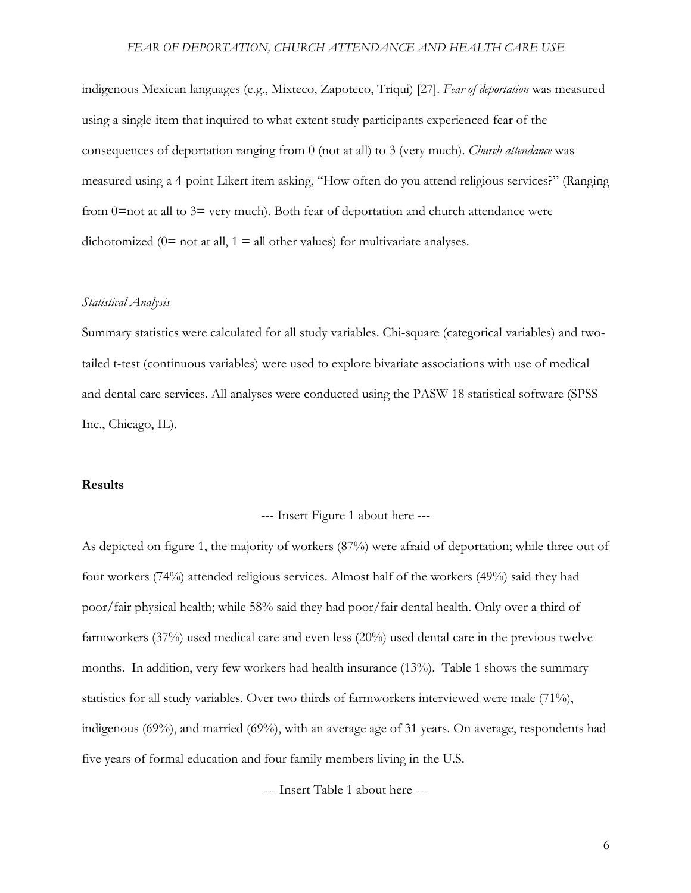indigenous Mexican languages (e.g., Mixteco, Zapoteco, Triqui) [27]. *Fear of deportation* was measured using a single-item that inquired to what extent study participants experienced fear of the consequences of deportation ranging from 0 (not at all) to 3 (very much). *Church attendance* was measured using a 4-point Likert item asking, "How often do you attend religious services?" (Ranging from 0=not at all to 3= very much). Both fear of deportation and church attendance were dichotomized (0= not at all, 1 = all other values) for multivariate analyses.

### *Statistical Analysis*

Summary statistics were calculated for all study variables. Chi-square (categorical variables) and two-tailed t-test (continuous variables) were used to explore bivariate associations with use of medical and dental care services. All analyses were conducted using the PASW 18 statistical software (SPSS Inc., Chicago, IL).

## **Results**

--- Insert Figure 1 about here ---

As depicted on figure 1, the majority of workers (87%) were afraid of deportation; while three out of four workers (74%) attended religious services. Almost half of the workers (49%) said they had poor/fair physical health; while 58% said they had poor/fair dental health. Only over a third of farmworkers (37%) used medical care and even less (20%) used dental care in the previous twelve months. In addition, very few workers had health insurance (13%). Table 1 shows the summary statistics for all study variables. Over two thirds of farmworkers interviewed were male (71%), indigenous (69%), and married (69%), with an average age of 31 years. On average, respondents had five years of formal education and four family members living in the U.S.

--- Insert Table 1 about here ---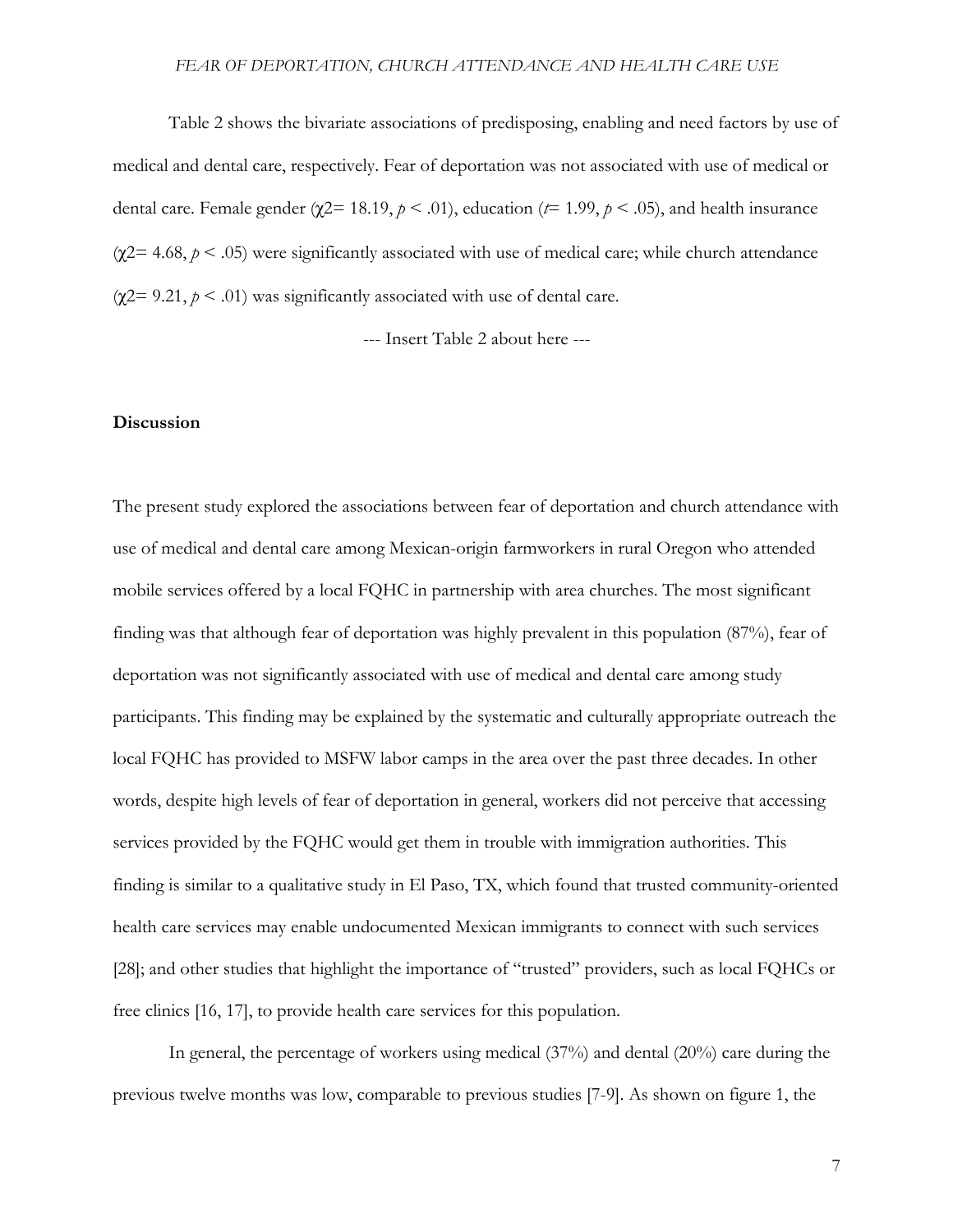Table 2 shows the bivariate associations of predisposing, enabling and need factors by use of medical and dental care, respectively. Fear of deportation was not associated with use of medical or dental care. Female gender ($\chi^2 = 18.19$, $p < .01$), education ($t = 1.99$, $p < .05$), and health insurance ($\chi^2 = 4.68$, $p < .05$) were significantly associated with use of medical care; while church attendance ($\chi^2 = 9.21$, $p < .01$) was significantly associated with use of dental care.

--- Insert Table 2 about here ---

## Discussion

The present study explored the associations between fear of deportation and church attendance with use of medical and dental care among Mexican-origin farmworkers in rural Oregon who attended mobile services offered by a local FQHC in partnership with area churches. The most significant finding was that although fear of deportation was highly prevalent in this population (87%), fear of deportation was not significantly associated with use of medical and dental care among study participants. This finding may be explained by the systematic and culturally appropriate outreach the local FQHC has provided to MSFW labor camps in the area over the past three decades. In other words, despite high levels of fear of deportation in general, workers did not perceive that accessing services provided by the FQHC would get them in trouble with immigration authorities. This finding is similar to a qualitative study in El Paso, TX, which found that trusted community-oriented health care services may enable undocumented Mexican immigrants to connect with such services [28]; and other studies that highlight the importance of "trusted" providers, such as local FQHCs or free clinics [16, 17], to provide health care services for this population.

In general, the percentage of workers using medical (37%) and dental (20%) care during the previous twelve months was low, comparable to previous studies [7-9]. As shown on figure 1, the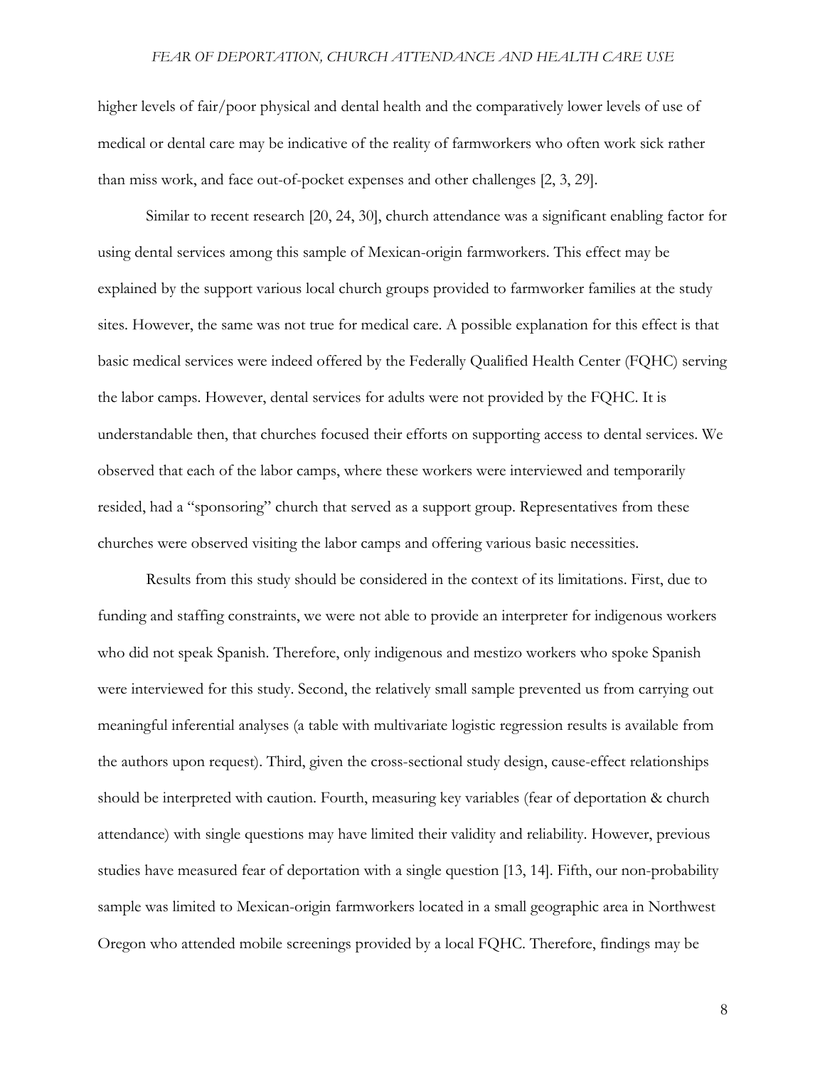higher levels of fair/poor physical and dental health and the comparatively lower levels of use of medical or dental care may be indicative of the reality of farmworkers who often work sick rather than miss work, and face out-of-pocket expenses and other challenges [2, 3, 29].

Similar to recent research [20, 24, 30], church attendance was a significant enabling factor for using dental services among this sample of Mexican-origin farmworkers. This effect may be explained by the support various local church groups provided to farmworker families at the study sites. However, the same was not true for medical care. A possible explanation for this effect is that basic medical services were indeed offered by the Federally Qualified Health Center (FQHC) serving the labor camps. However, dental services for adults were not provided by the FQHC. It is understandable then, that churches focused their efforts on supporting access to dental services. We observed that each of the labor camps, where these workers were interviewed and temporarily resided, had a "sponsoring" church that served as a support group. Representatives from these churches were observed visiting the labor camps and offering various basic necessities.

Results from this study should be considered in the context of its limitations. First, due to funding and staffing constraints, we were not able to provide an interpreter for indigenous workers who did not speak Spanish. Therefore, only indigenous and mestizo workers who spoke Spanish were interviewed for this study. Second, the relatively small sample prevented us from carrying out meaningful inferential analyses (a table with multivariate logistic regression results is available from the authors upon request). Third, given the cross-sectional study design, cause-effect relationships should be interpreted with caution. Fourth, measuring key variables (fear of deportation & church attendance) with single questions may have limited their validity and reliability. However, previous studies have measured fear of deportation with a single question [13, 14]. Fifth, our non-probability sample was limited to Mexican-origin farmworkers located in a small geographic area in Northwest Oregon who attended mobile screenings provided by a local FQHC. Therefore, findings may be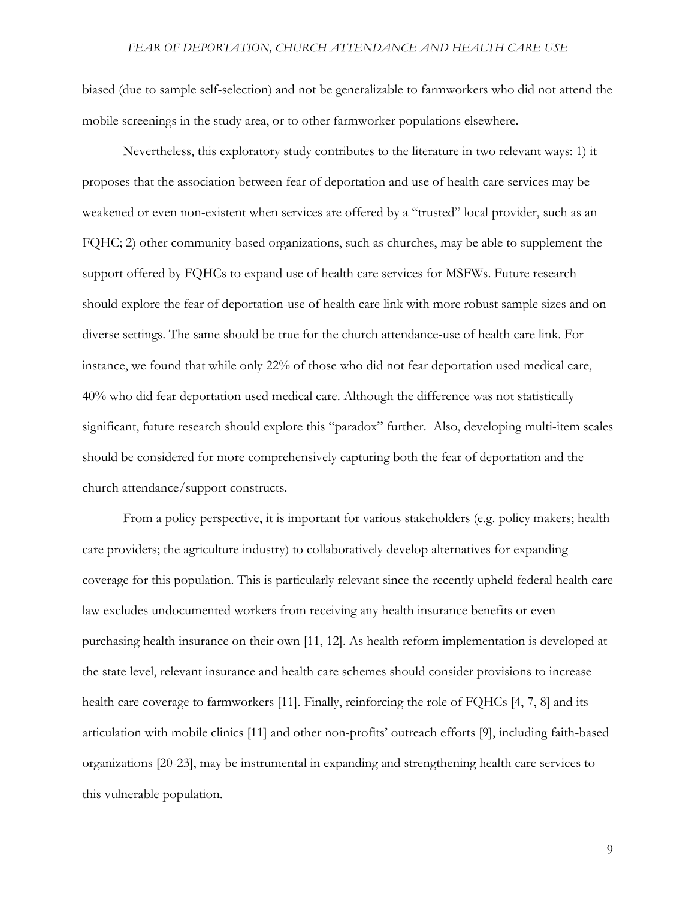biased (due to sample self-selection) and not be generalizable to farmworkers who did not attend the mobile screenings in the study area, or to other farmworker populations elsewhere.

Nevertheless, this exploratory study contributes to the literature in two relevant ways: 1) it proposes that the association between fear of deportation and use of health care services may be weakened or even non-existent when services are offered by a "trusted" local provider, such as an FQHC; 2) other community-based organizations, such as churches, may be able to supplement the support offered by FQHCs to expand use of health care services for MSFWs. Future research should explore the fear of deportation-use of health care link with more robust sample sizes and on diverse settings. The same should be true for the church attendance-use of health care link. For instance, we found that while only 22% of those who did not fear deportation used medical care, 40% who did fear deportation used medical care. Although the difference was not statistically significant, future research should explore this "paradox" further. Also, developing multi-item scales should be considered for more comprehensively capturing both the fear of deportation and the church attendance/support constructs.

From a policy perspective, it is important for various stakeholders (e.g. policy makers; health care providers; the agriculture industry) to collaboratively develop alternatives for expanding coverage for this population. This is particularly relevant since the recently upheld federal health care law excludes undocumented workers from receiving any health insurance benefits or even purchasing health insurance on their own [11, 12]. As health reform implementation is developed at the state level, relevant insurance and health care schemes should consider provisions to increase health care coverage to farmworkers [11]. Finally, reinforcing the role of FQHCs [4, 7, 8] and its articulation with mobile clinics [11] and other non-profits' outreach efforts [9], including faith-based organizations [20-23], may be instrumental in expanding and strengthening health care services to this vulnerable population.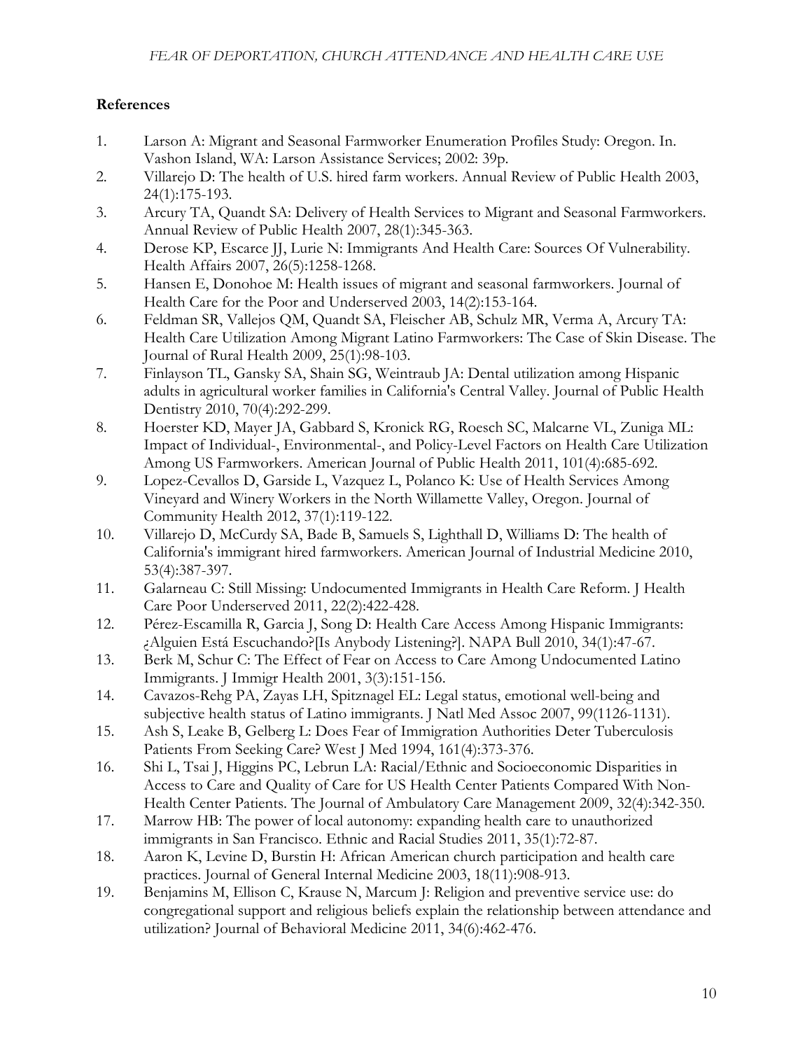**References**

1. Larson A: Migrant and Seasonal Farmworker Enumeration Profiles Study: Oregon. In. Vashon Island, WA: Larson Assistance Services; 2002: 39p.
2. Villarejo D: The health of U.S. hired farm workers. Annual Review of Public Health 2003, 24(1):175-193.
3. Arcury TA, Quandt SA: Delivery of Health Services to Migrant and Seasonal Farmworkers. Annual Review of Public Health 2007, 28(1):345-363.
4. Derose KP, Escarce JJ, Lurie N: Immigrants And Health Care: Sources Of Vulnerability. Health Affairs 2007, 26(5):1258-1268.
5. Hansen E, Donohoe M: Health issues of migrant and seasonal farmworkers. Journal of Health Care for the Poor and Underserved 2003, 14(2):153-164.
6. Feldman SR, Vallejos QM, Quandt SA, Fleischer AB, Schulz MR, Verma A, Arcury TA: Health Care Utilization Among Migrant Latino Farmworkers: The Case of Skin Disease. The Journal of Rural Health 2009, 25(1):98-103.
7. Finlayson TL, Gansky SA, Shain SG, Weintraub JA: Dental utilization among Hispanic adults in agricultural worker families in California's Central Valley. Journal of Public Health Dentistry 2010, 70(4):292-299.
8. Hoerster KD, Mayer JA, Gabbard S, Kronick RG, Roesch SC, Malcarne VL, Zuniga ML: Impact of Individual-, Environmental-, and Policy-Level Factors on Health Care Utilization Among US Farmworkers. American Journal of Public Health 2011, 101(4):685-692.
9. Lopez-Cevallos D, Garside L, Vazquez L, Polanco K: Use of Health Services Among Vineyard and Winery Workers in the North Willamette Valley, Oregon. Journal of Community Health 2012, 37(1):119-122.
10. Villarejo D, McCurdy SA, Bade B, Samuels S, Lighthall D, Williams D: The health of California's immigrant hired farmworkers. American Journal of Industrial Medicine 2010, 53(4):387-397.
11. Galarneau C: Still Missing: Undocumented Immigrants in Health Care Reform. J Health Care Poor Underserved 2011, 22(2):422-428.
12. Pérez-Escamilla R, Garcia J, Song D: Health Care Access Among Hispanic Immigrants: ¿Alguien Está Escuchando?[Is Anybody Listening?]. NAPA Bull 2010, 34(1):47-67.
13. Berk M, Schur C: The Effect of Fear on Access to Care Among Undocumented Latino Immigrants. J Immigr Health 2001, 3(3):151-156.
14. Cavazos-Rehg PA, Zayas LH, Spitznagel EL: Legal status, emotional well-being and subjective health status of Latino immigrants. J Natl Med Assoc 2007, 99(1126-1131).
15. Ash S, Leake B, Gelberg L: Does Fear of Immigration Authorities Deter Tuberculosis Patients From Seeking Care? West J Med 1994, 161(4):373-376.
16. Shi L, Tsai J, Higgins PC, Lebrun LA: Racial/Ethnic and Socioeconomic Disparities in Access to Care and Quality of Care for US Health Center Patients Compared With Non-Health Center Patients. The Journal of Ambulatory Care Management 2009, 32(4):342-350.
17. Marrow HB: The power of local autonomy: expanding health care to unauthorized immigrants in San Francisco. Ethnic and Racial Studies 2011, 35(1):72-87.
18. Aaron K, Levine D, Burstin H: African American church participation and health care practices. Journal of General Internal Medicine 2003, 18(11):908-913.
19. Benjamins M, Ellison C, Krause N, Marcum J: Religion and preventive service use: do congregational support and religious beliefs explain the relationship between attendance and utilization? Journal of Behavioral Medicine 2011, 34(6):462-476.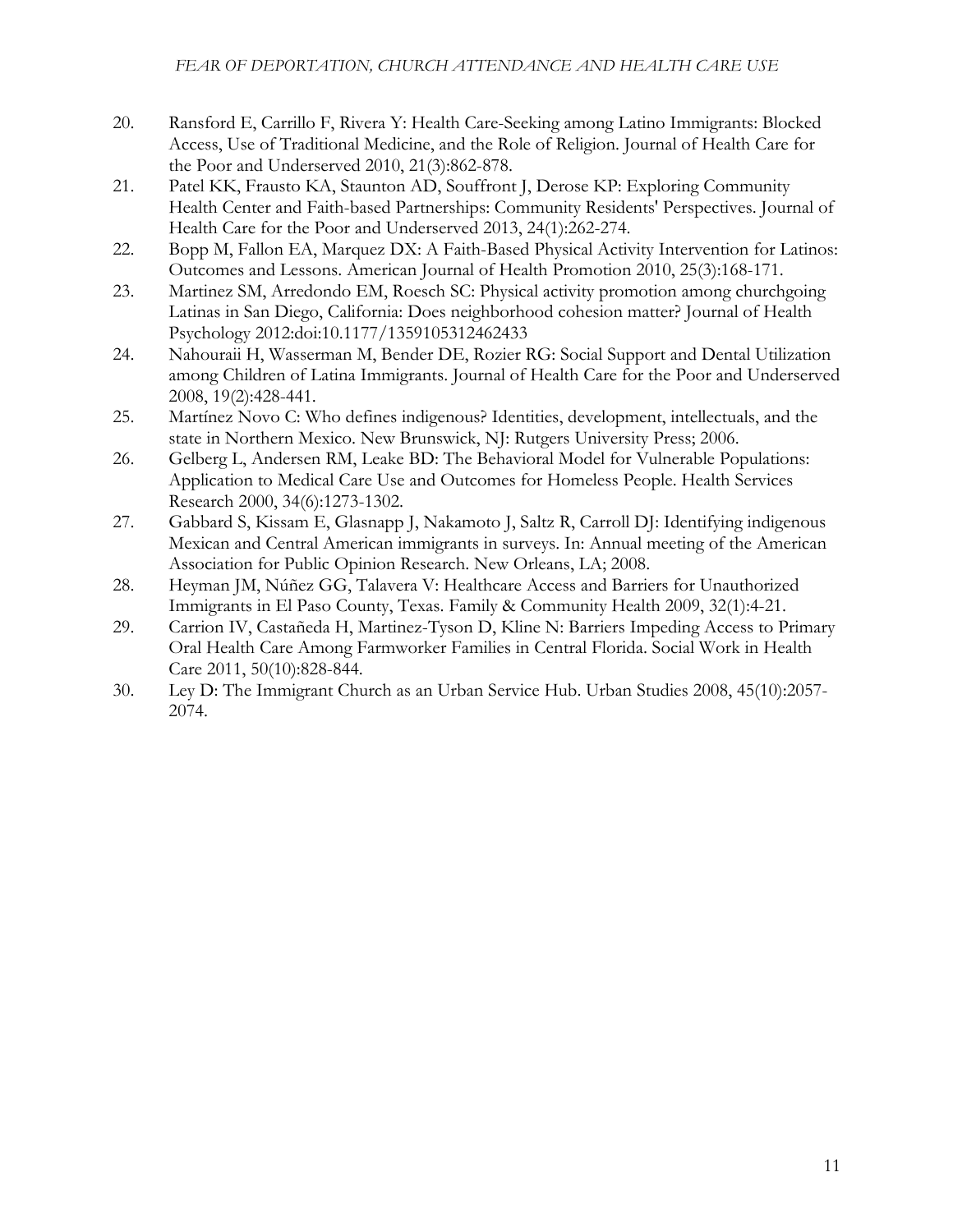20. Ransford E, Carrillo F, Rivera Y: Health Care-Seeking among Latino Immigrants: Blocked Access, Use of Traditional Medicine, and the Role of Religion. Journal of Health Care for the Poor and Underserved 2010, 21(3):862-878.
21. Patel KK, Frausto KA, Staunton AD, Souffront J, Derose KP: Exploring Community Health Center and Faith-based Partnerships: Community Residents' Perspectives. Journal of Health Care for the Poor and Underserved 2013, 24(1):262-274.
22. Bopp M, Fallon EA, Marquez DX: A Faith-Based Physical Activity Intervention for Latinos: Outcomes and Lessons. American Journal of Health Promotion 2010, 25(3):168-171.
23. Martinez SM, Arredondo EM, Roesch SC: Physical activity promotion among churchgoing Latinas in San Diego, California: Does neighborhood cohesion matter? Journal of Health Psychology 2012:doi:10.1177/1359105312462433
24. Nahouraii H, Wasserman M, Bender DE, Rozier RG: Social Support and Dental Utilization among Children of Latina Immigrants. Journal of Health Care for the Poor and Underserved 2008, 19(2):428-441.
25. Martínez Novo C: Who defines indigenous? Identities, development, intellectuals, and the state in Northern Mexico. New Brunswick, NJ: Rutgers University Press; 2006.
26. Gelberg L, Andersen RM, Leake BD: The Behavioral Model for Vulnerable Populations: Application to Medical Care Use and Outcomes for Homeless People. Health Services Research 2000, 34(6):1273-1302.
27. Gabbard S, Kissam E, Glasnapp J, Nakamoto J, Saltz R, Carroll DJ: Identifying indigenous Mexican and Central American immigrants in surveys. In: Annual meeting of the American Association for Public Opinion Research. New Orleans, LA; 2008.
28. Heyman JM, Núñez GG, Talavera V: Healthcare Access and Barriers for Unauthorized Immigrants in El Paso County, Texas. Family & Community Health 2009, 32(1):4-21.
29. Carrion IV, Castañeda H, Martinez-Tyson D, Kline N: Barriers Impeding Access to Primary Oral Health Care Among Farmworker Families in Central Florida. Social Work in Health Care 2011, 50(10):828-844.
30. Ley D: The Immigrant Church as an Urban Service Hub. Urban Studies 2008, 45(10):2057-2074.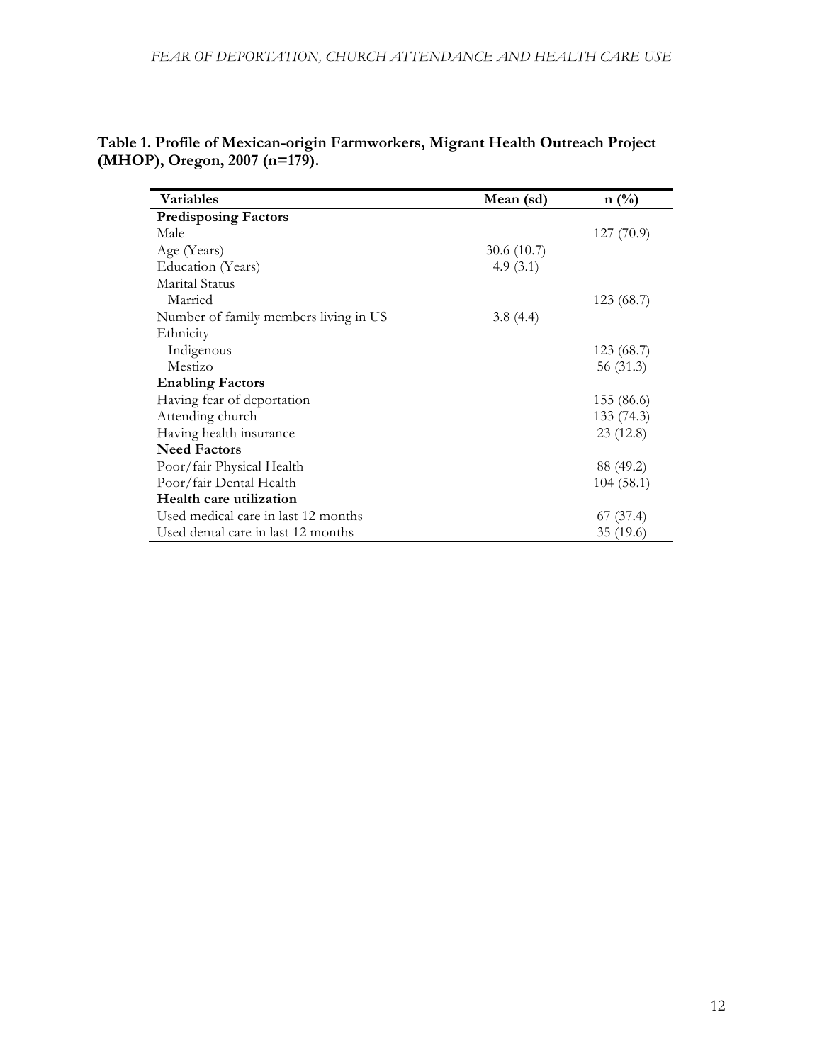**Table 1. Profile of Mexican-origin Farmworkers, Migrant Health Outreach Project (MHOP), Oregon, 2007 (n=179).**

| Variables | Mean (sd) | n (%) |
|---|---|---|
| **Predisposing Factors** | | |
| Male | | 127 (70.9) |
| Age (Years) | 30.6 (10.7) | |
| Education (Years) | 4.9 (3.1) | |
| Marital Status | | |
| Married | | 123 (68.7) |
| Number of family members living in US | 3.8 (4.4) | |
| Ethnicity | | |
| Indigenous | | 123 (68.7) |
| Mestizo | | 56 (31.3) |
| **Enabling Factors** | | |
| Having fear of deportation | | 155 (86.6) |
| Attending church | | 133 (74.3) |
| Having health insurance | | 23 (12.8) |
| **Need Factors** | | |
| Poor/fair Physical Health | | 88 (49.2) |
| Poor/fair Dental Health | | 104 (58.1) |
| **Health care utilization** | | |
| Used medical care in last 12 months | | 67 (37.4) |
| Used dental care in last 12 months | | 35 (19.6) |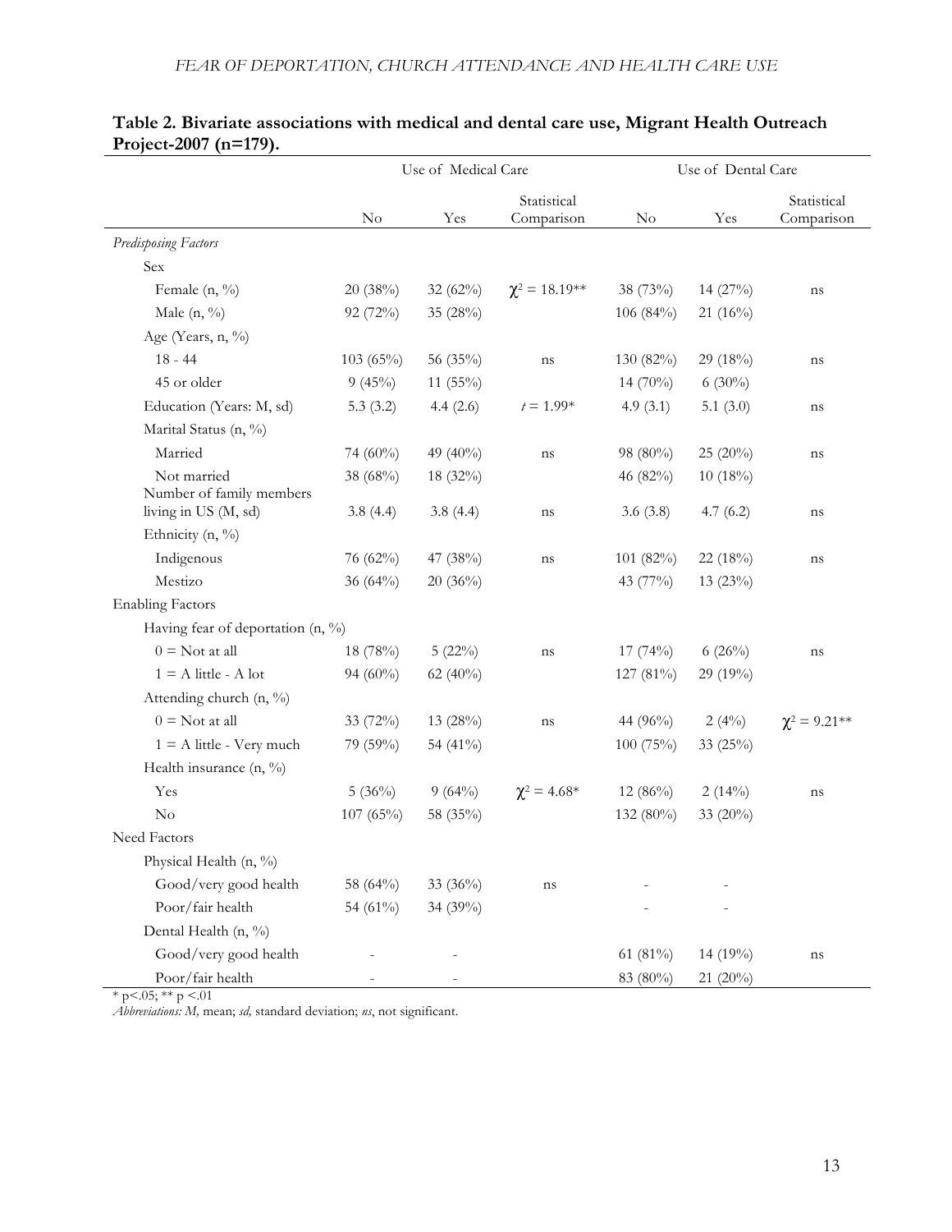**Table 2. Bivariate associations with medical and dental care use, Migrant Health Outreach Project-2007 (n=179).**

| | Use of Medical Care | | | Use of Dental Care | | |
|---|---|---|---|---|---|---|
| | No | Yes | Statistical Comparison | No | Yes | Statistical Comparison |
| *Predisposing Factors* | | | | | | |
| Sex | | | | | | |
| Female (n, %) | 20 (38%) | 32 (62%) | $\chi^2 = 18.19$** | 38 (73%) | 14 (27%) | ns |
| Male (n, %) | 92 (72%) | 35 (28%) | | 106 (84%) | 21 (16%) | |
| Age (Years, n, %) | | | | | | |
| 18 - 44 | 103 (65%) | 56 (35%) | ns | 130 (82%) | 29 (18%) | ns |
| 45 or older | 9 (45%) | 11 (55%) | | 14 (70%) | 6 (30%) | |
| Education (Years: M, sd) | 5.3 (3.2) | 4.4 (2.6) | $t = 1.99$* | 4.9 (3.1) | 5.1 (3.0) | ns |
| Marital Status (n, %) | | | | | | |
| Married | 74 (60%) | 49 (40%) | ns | 98 (80%) | 25 (20%) | ns |
| Not married | 38 (68%) | 18 (32%) | | 46 (82%) | 10 (18%) | |
| Number of family members living in US (M, sd) | 3.8 (4.4) | 3.8 (4.4) | ns | 3.6 (3.8) | 4.7 (6.2) | ns |
| Ethnicity (n, %) | | | | | | |
| Indigenous | 76 (62%) | 47 (38%) | ns | 101 (82%) | 22 (18%) | ns |
| Mestizo | 36 (64%) | 20 (36%) | | 43 (77%) | 13 (23%) | |
| Enabling Factors | | | | | | |
| Having fear of deportation (n, %) | | | | | | |
| 0 = Not at all | 18 (78%) | 5 (22%) | ns | 17 (74%) | 6 (26%) | ns |
| 1 = A little - A lot | 94 (60%) | 62 (40%) | | 127 (81%) | 29 (19%) | |
| Attending church (n, %) | | | | | | |
| 0 = Not at all | 33 (72%) | 13 (28%) | ns | 44 (96%) | 2 (4%) | $\chi^2 = 9.21$** |
| 1 = A little - Very much | 79 (59%) | 54 (41%) | | 100 (75%) | 33 (25%) | |
| Health insurance (n, %) | | | | | | |
| Yes | 5 (36%) | 9 (64%) | $\chi^2 = 4.68$* | 12 (86%) | 2 (14%) | ns |
| No | 107 (65%) | 58 (35%) | | 132 (80%) | 33 (20%) | |
| Need Factors | | | | | | |
| Physical Health (n, %) | | | | | | |
| Good/very good health | 58 (64%) | 33 (36%) | ns | - | - | |
| Poor/fair health | 54 (61%) | 34 (39%) | | - | - | |
| Dental Health (n, %) | | | | | | |
| Good/very good health | - | - | | 61 (81%) | 14 (19%) | ns |
| Poor/fair health | - | - | | 83 (80%) | 21 (20%) | |

\* $p<.05$; ** $p<.01$

*Abbreviations: M,* mean; *sd,* standard deviation; *ns*, not significant.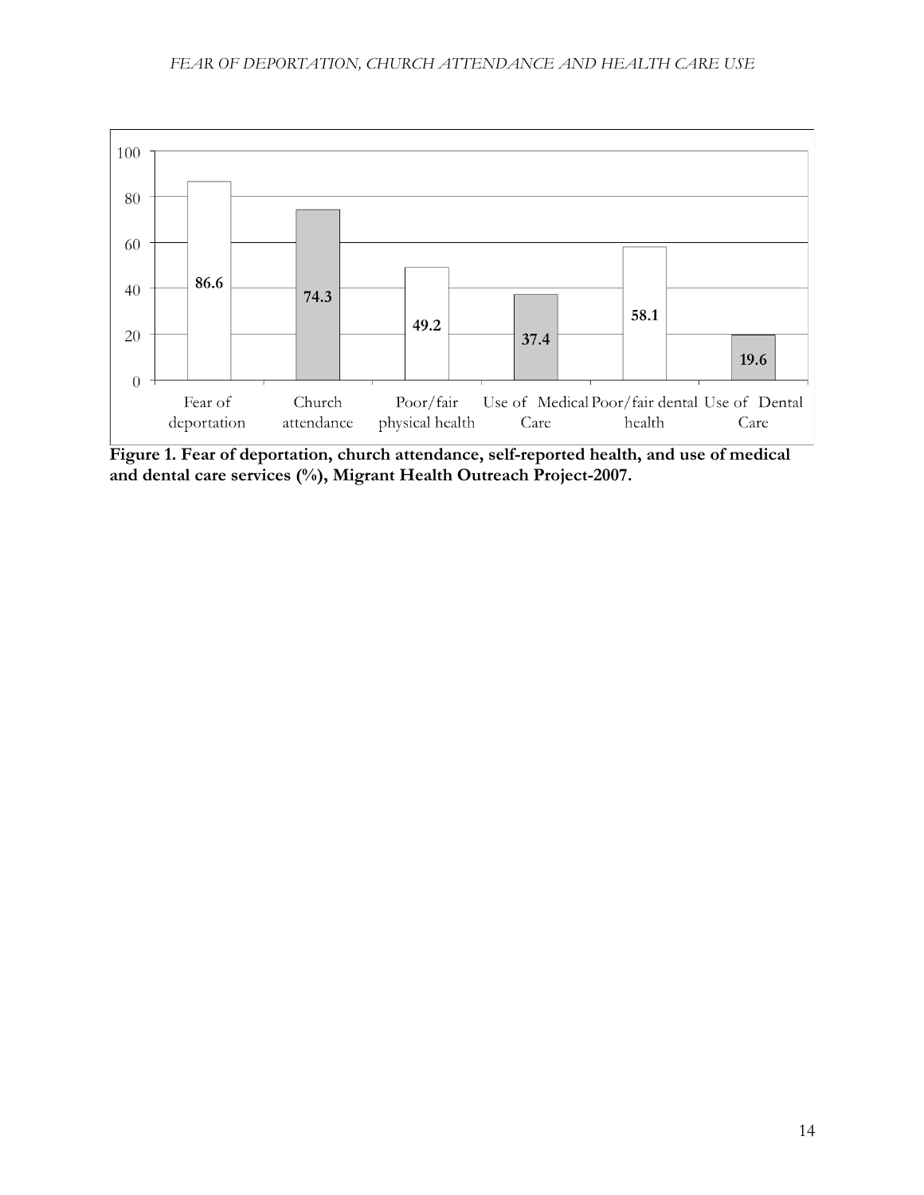100
80
60
40
20
0

86.6
74.3
49.2
37.4
58.1
19.6

Fear of deportation
Church attendance
Poor/fair physical health
Use of Medical Care
Poor/fair dental health
Use of Dental Care

**Figure 1. Fear of deportation, church attendance, self-reported health, and use of medical and dental care services (%), Migrant Health Outreach Project-2007.**